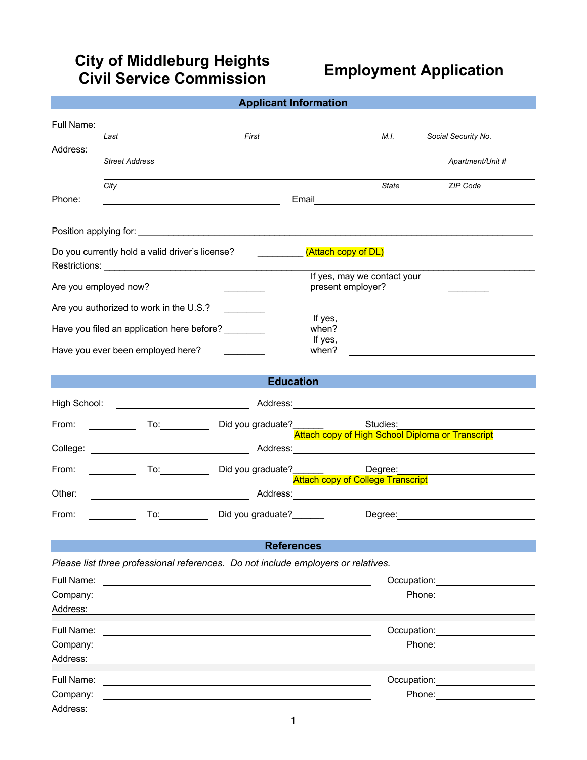# City of Middleburg Heights Civil Service Commission

# Employment Application

## Applicant Information

Full Name: ______________________________ ______________________________ ______ ______________________

*Last* *First* *M.I.* *Social Security No.*

Address: ____________________________________________________________________________

*Street Address* *Apartment/Unit #*

____________________________________________________________________________

*City* *State* *ZIP Code*

Phone: ______________________________ Email ______________________________

Position applying for: ____________________________________________________________________________

Do you currently hold a valid driver's license? _________ (Attach copy of DL)

Restrictions: ____________________________________________________________________________

Are you employed now? _________ If yes, may we contact your present employer? _________

Are you authorized to work in the U.S.? _________

Have you filed an application here before? _________ If yes, when? ______________________________

Have you ever been employed here? _________ If yes, when? ______________________________

## Education

High School: ______________________ Address: ______________________________

From: __________ To: __________ Did you graduate? ______ Studies: ______________________

Attach copy of High School Diploma or Transcript

College: ______________________ Address: ______________________________

From: __________ To: __________ Did you graduate? ______ Degree: ______________________

Attach copy of College Transcript

Other: ______________________ Address: ______________________________

From: __________ To: __________ Did you graduate? ______ Degree: ______________________

## References

*Please list three professional references. Do not include employers or relatives.*

Full Name: ______________________________ Occupation: ______________________

Company: ______________________________ Phone: ______________________

Address: ____________________________________________________________________________

Full Name: ______________________________ Occupation: ______________________

Company: ______________________________ Phone: ______________________

Address: ____________________________________________________________________________

Full Name: ______________________________ Occupation: ______________________

Company: ______________________________ Phone: ______________________

Address: ____________________________________________________________________________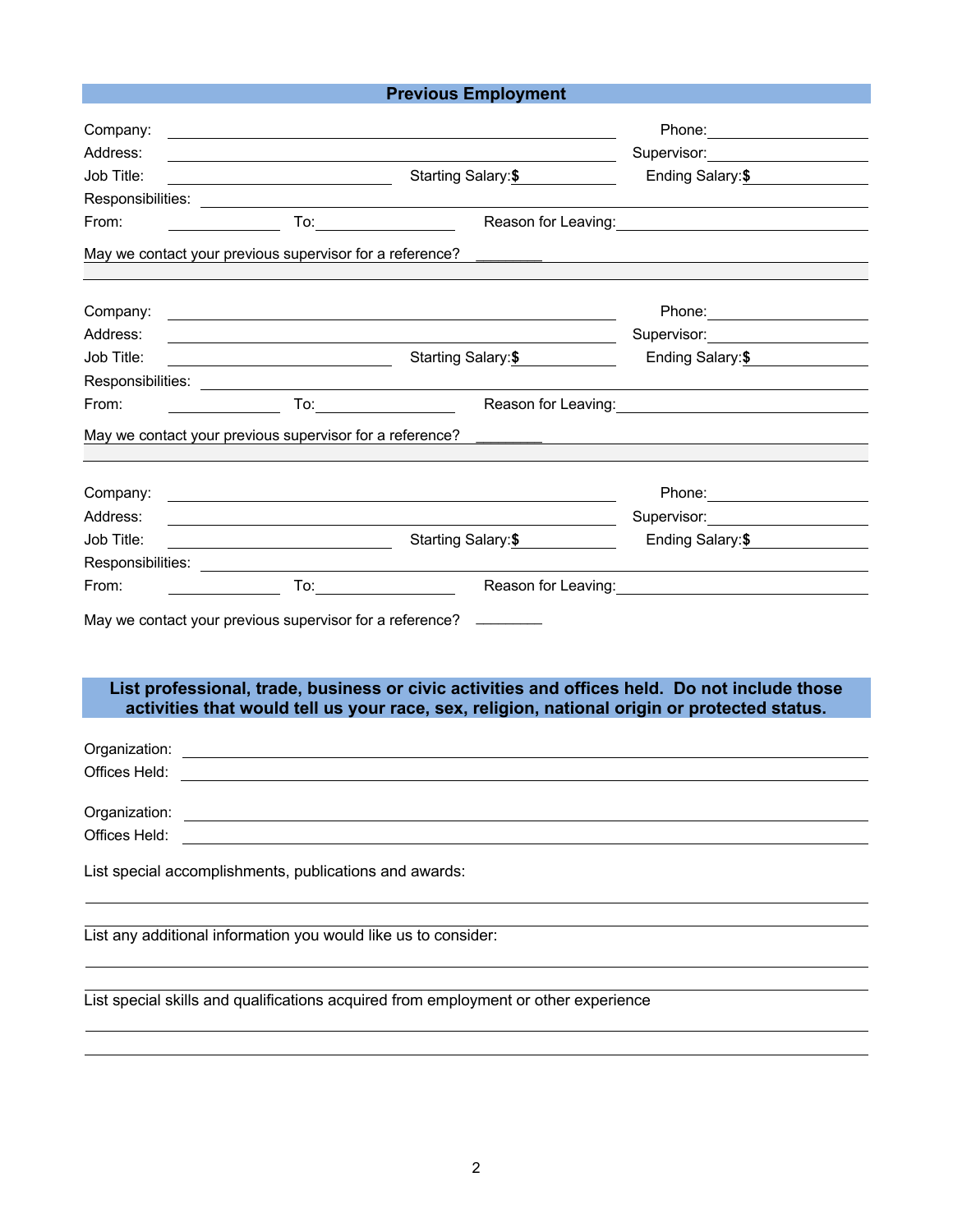## Previous Employment

Company: ______________________________ Phone: ______________

Address: ______________________________ Supervisor: ______________

Job Title: ______________ Starting Salary:$ __________ Ending Salary:$ __________

Responsibilities: ______________________________

From: __________ To: __________ Reason for Leaving: ______________

May we contact your previous supervisor for a reference? ________

Company: ______________________________ Phone: ______________

Address: ______________________________ Supervisor: ______________

Job Title: ______________ Starting Salary:$ __________ Ending Salary:$ __________

Responsibilities: ______________________________

From: __________ To: __________ Reason for Leaving: ______________

May we contact your previous supervisor for a reference? ________

Company: ______________________________ Phone: ______________

Address: ______________________________ Supervisor: ______________

Job Title: ______________ Starting Salary:$ __________ Ending Salary:$ __________

Responsibilities: ______________________________

From: __________ To: __________ Reason for Leaving: ______________

May we contact your previous supervisor for a reference? ________

## List professional, trade, business or civic activities and offices held. Do not include those activities that would tell us your race, sex, religion, national origin or protected status.

Organization: ______________________________

Offices Held: ______________________________

Organization: ______________________________

Offices Held: ______________________________

List special accomplishments, publications and awards:

______________________________

______________________________

List any additional information you would like us to consider:

______________________________

______________________________

List special skills and qualifications acquired from employment or other experience

______________________________

______________________________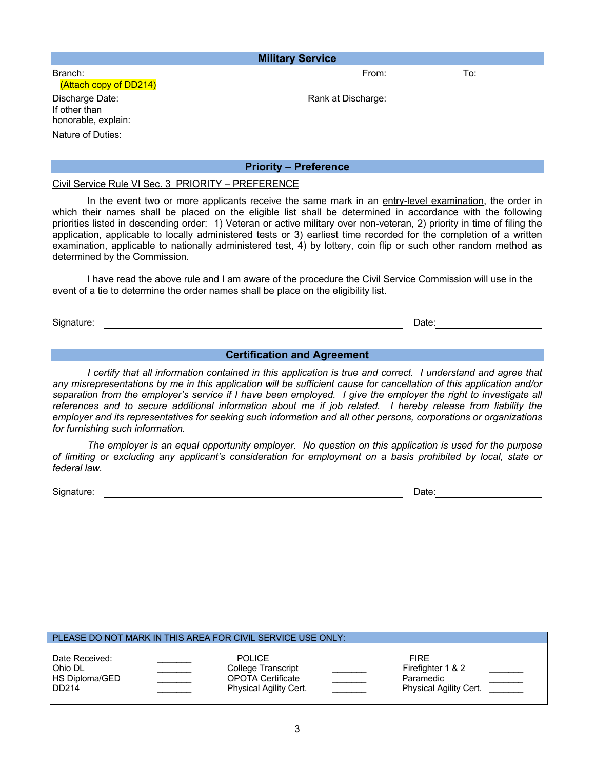## Military Service

Branch: ______________________________ From: __________ To: __________

(Attach copy of DD214)

Discharge Date: ______________________ Rank at Discharge: ______________________

If other than honorable, explain: ______________________________

Nature of Duties:

## Priority – Preference

Civil Service Rule VI Sec. 3 PRIORITY – PREFERENCE

In the event two or more applicants receive the same mark in an entry-level examination, the order in which their names shall be placed on the eligible list shall be determined in accordance with the following priorities listed in descending order: 1) Veteran or active military over non-veteran, 2) priority in time of filing the application, applicable to locally administered tests or 3) earliest time recorded for the completion of a written examination, applicable to nationally administered test, 4) by lottery, coin flip or such other random method as determined by the Commission.

I have read the above rule and I am aware of the procedure the Civil Service Commission will use in the event of a tie to determine the order names shall be place on the eligibility list.

Signature: ______________________________ Date: __________

## Certification and Agreement

*I certify that all information contained in this application is true and correct. I understand and agree that any misrepresentations by me in this application will be sufficient cause for cancellation of this application and/or separation from the employer's service if I have been employed. I give the employer the right to investigate all references and to secure additional information about me if job related. I hereby release from liability the employer and its representatives for seeking such information and all other persons, corporations or organizations for furnishing such information.*

*The employer is an equal opportunity employer. No question on this application is used for the purpose of limiting or excluding any applicant's consideration for employment on a basis prohibited by local, state or federal law.*

Signature: ______________________________ Date: __________

PLEASE DO NOT MARK IN THIS AREA FOR CIVIL SERVICE USE ONLY:

| | | | | | |
|---|---|---|---|---|---|
| Date Received: | _______ | POLICE | | FIRE | |
| Ohio DL | _______ | College Transcript | _______ | Firefighter 1 & 2 | _______ |
| HS Diploma/GED | _______ | OPOTA Certificate | _______ | Paramedic | _______ |
| DD214 | _______ | Physical Agility Cert. | _______ | Physical Agility Cert. | _______ |